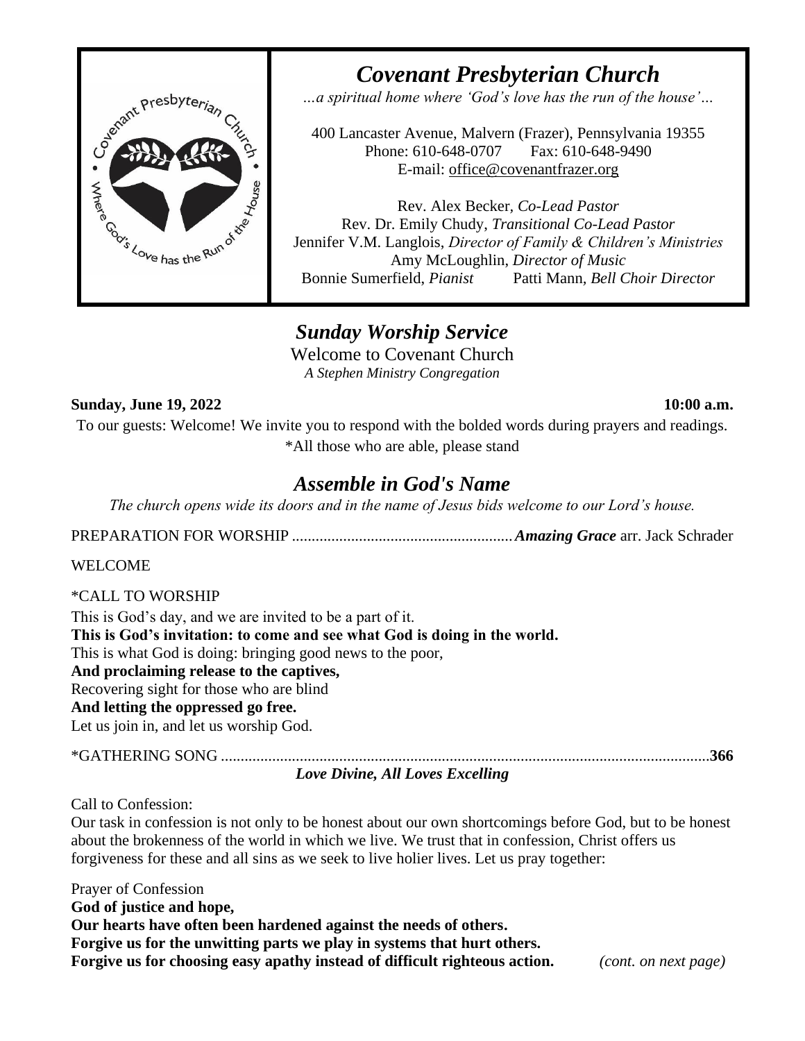# *Covenant Presbyterian Church*

*…a spiritual home where 'God's love has the run of the house'…*

400 Lancaster Avenue, Malvern (Frazer), Pennsylvania 19355
Phone: 610-648-0707 Fax: 610-648-9490
E-mail: office@covenantfrazer.org

Rev. Alex Becker, *Co-Lead Pastor*
Rev. Dr. Emily Chudy, *Transitional Co-Lead Pastor*
Jennifer V.M. Langlois, *Director of Family & Children's Ministries*
Amy McLoughlin, *Director of Music*
Bonnie Sumerfield, *Pianist* Patti Mann, *Bell Choir Director*

## *Sunday Worship Service*

Welcome to Covenant Church
*A Stephen Ministry Congregation*

**Sunday, June 19, 2022** **10:00 a.m.**

To our guests: Welcome! We invite you to respond with the bolded words during prayers and readings.
*All those who are able, please stand

## *Assemble in God's Name*

*The church opens wide its doors and in the name of Jesus bids welcome to our Lord's house.*

PREPARATION FOR WORSHIP ........................................................ ***Amazing Grace*** arr. Jack Schrader

WELCOME

*CALL TO WORSHIP

This is God's day, and we are invited to be a part of it.
**This is God's invitation: to come and see what God is doing in the world.**
This is what God is doing: bringing good news to the poor,
**And proclaiming release to the captives,**
Recovering sight for those who are blind
**And letting the oppressed go free.**
Let us join in, and let us worship God.

*GATHERING SONG ........................................................................................................................ **366**
***Love Divine, All Loves Excelling***

Call to Confession:
Our task in confession is not only to be honest about our own shortcomings before God, but to be honest about the brokenness of the world in which we live. We trust that in confession, Christ offers us forgiveness for these and all sins as we seek to live holier lives. Let us pray together:

Prayer of Confession
**God of justice and hope,**
**Our hearts have often been hardened against the needs of others.**
**Forgive us for the unwitting parts we play in systems that hurt others.**
**Forgive us for choosing easy apathy instead of difficult righteous action.** *(cont. on next page)*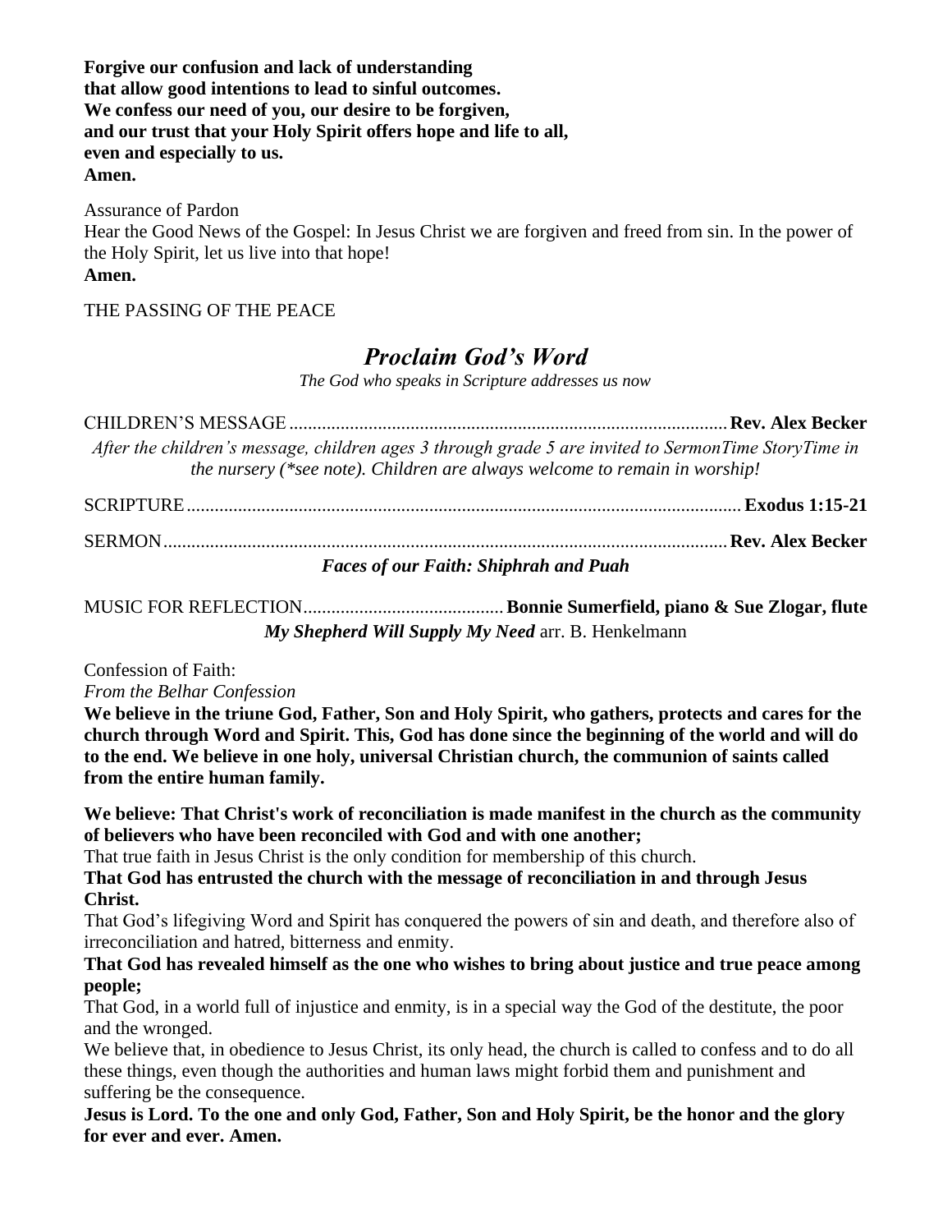**Forgive our confusion and lack of understanding**
**that allow good intentions to lead to sinful outcomes.**
**We confess our need of you, our desire to be forgiven,**
**and our trust that your Holy Spirit offers hope and life to all,**
**even and especially to us.**
**Amen.**

Assurance of Pardon
Hear the Good News of the Gospel: In Jesus Christ we are forgiven and freed from sin. In the power of the Holy Spirit, let us live into that hope!
**Amen.**

THE PASSING OF THE PEACE

## *Proclaim God's Word*

*The God who speaks in Scripture addresses us now*

CHILDREN'S MESSAGE .......... **Rev. Alex Becker**

*After the children's message, children ages 3 through grade 5 are invited to SermonTime StoryTime in the nursery (\*see note). Children are always welcome to remain in worship!*

SCRIPTURE .......... **Exodus 1:15-21**

SERMON .......... **Rev. Alex Becker**

***Faces of our Faith: Shiphrah and Puah***

MUSIC FOR REFLECTION .......... **Bonnie Sumerfield, piano & Sue Zlogar, flute**

***My Shepherd Will Supply My Need*** arr. B. Henkelmann

Confession of Faith:
*From the Belhar Confession*

**We believe in the triune God, Father, Son and Holy Spirit, who gathers, protects and cares for the church through Word and Spirit. This, God has done since the beginning of the world and will do to the end. We believe in one holy, universal Christian church, the communion of saints called from the entire human family.**

**We believe: That Christ's work of reconciliation is made manifest in the church as the community of believers who have been reconciled with God and with one another;**
That true faith in Jesus Christ is the only condition for membership of this church.
**That God has entrusted the church with the message of reconciliation in and through Jesus Christ.**
That God's lifegiving Word and Spirit has conquered the powers of sin and death, and therefore also of irreconciliation and hatred, bitterness and enmity.
**That God has revealed himself as the one who wishes to bring about justice and true peace among people;**
That God, in a world full of injustice and enmity, is in a special way the God of the destitute, the poor and the wronged.
We believe that, in obedience to Jesus Christ, its only head, the church is called to confess and to do all these things, even though the authorities and human laws might forbid them and punishment and suffering be the consequence.
**Jesus is Lord. To the one and only God, Father, Son and Holy Spirit, be the honor and the glory for ever and ever. Amen.**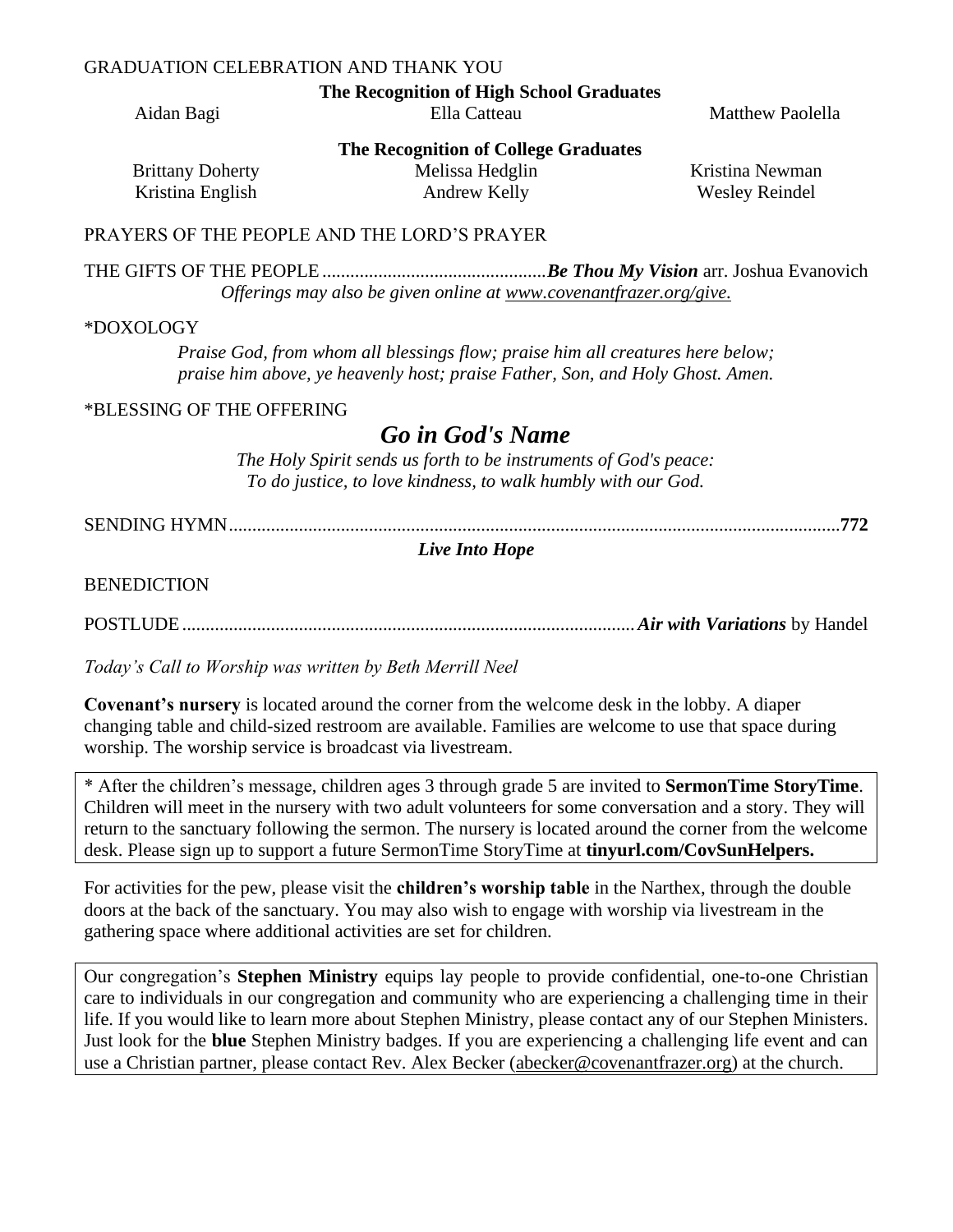GRADUATION CELEBRATION AND THANK YOU

**The Recognition of High School Graduates**

Aidan Bagi
Ella Catteau
Matthew Paolella

**The Recognition of College Graduates**

Brittany Doherty
Kristina English
Melissa Hedglin
Andrew Kelly
Kristina Newman
Wesley Reindel

PRAYERS OF THE PEOPLE AND THE LORD'S PRAYER

THE GIFTS OF THE PEOPLE ................................................ ***Be Thou My Vision*** arr. Joshua Evanovich

*Offerings may also be given online at www.covenantfrazer.org/give.*

*DOXOLOGY

*Praise God, from whom all blessings flow; praise him all creatures here below; praise him above, ye heavenly host; praise Father, Son, and Holy Ghost. Amen.*

*BLESSING OF THE OFFERING

## *Go in God's Name*

*The Holy Spirit sends us forth to be instruments of God's peace:*
*To do justice, to love kindness, to walk humbly with our God.*

SENDING HYMN.................................................................................................................................**772**

***Live Into Hope***

BENEDICTION

POSTLUDE................................................................................................***Air with Variations*** by Handel

*Today's Call to Worship was written by Beth Merrill Neel*

**Covenant's nursery** is located around the corner from the welcome desk in the lobby. A diaper changing table and child-sized restroom are available. Families are welcome to use that space during worship. The worship service is broadcast via livestream.

* After the children's message, children ages 3 through grade 5 are invited to **SermonTime StoryTime**. Children will meet in the nursery with two adult volunteers for some conversation and a story. They will return to the sanctuary following the sermon. The nursery is located around the corner from the welcome desk. Please sign up to support a future SermonTime StoryTime at **tinyurl.com/CovSunHelpers.**

For activities for the pew, please visit the **children's worship table** in the Narthex, through the double doors at the back of the sanctuary. You may also wish to engage with worship via livestream in the gathering space where additional activities are set for children.

Our congregation's **Stephen Ministry** equips lay people to provide confidential, one-to-one Christian care to individuals in our congregation and community who are experiencing a challenging time in their life. If you would like to learn more about Stephen Ministry, please contact any of our Stephen Ministers. Just look for the **blue** Stephen Ministry badges. If you are experiencing a challenging life event and can use a Christian partner, please contact Rev. Alex Becker (abecker@covenantfrazer.org) at the church.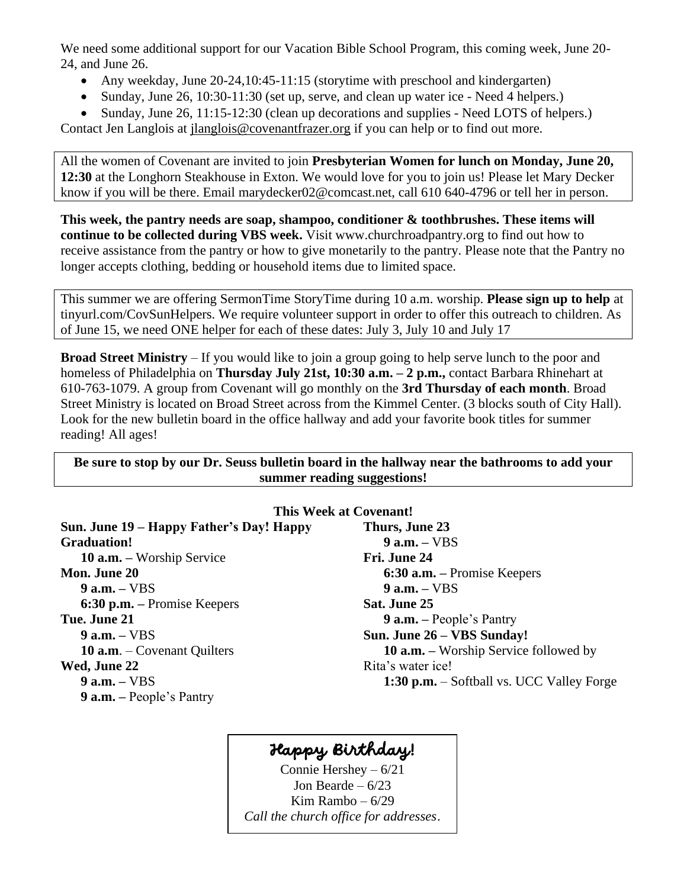We need some additional support for our Vacation Bible School Program, this coming week, June 20-24, and June 26.

- Any weekday, June 20-24,10:45-11:15 (storytime with preschool and kindergarten)
- Sunday, June 26, 10:30-11:30 (set up, serve, and clean up water ice - Need 4 helpers.)
- Sunday, June 26, 11:15-12:30 (clean up decorations and supplies - Need LOTS of helpers.)

Contact Jen Langlois at jlanglois@covenantfrazer.org if you can help or to find out more.

All the women of Covenant are invited to join **Presbyterian Women for lunch on Monday, June 20, 12:30** at the Longhorn Steakhouse in Exton. We would love for you to join us! Please let Mary Decker know if you will be there. Email marydecker02@comcast.net, call 610 640-4796 or tell her in person.

**This week, the pantry needs are soap, shampoo, conditioner & toothbrushes. These items will continue to be collected during VBS week.** Visit www.churchroadpantry.org to find out how to receive assistance from the pantry or how to give monetarily to the pantry. Please note that the Pantry no longer accepts clothing, bedding or household items due to limited space.

This summer we are offering SermonTime StoryTime during 10 a.m. worship. **Please sign up to help** at tinyurl.com/CovSunHelpers. We require volunteer support in order to offer this outreach to children. As of June 15, we need ONE helper for each of these dates: July 3, July 10 and July 17

**Broad Street Ministry** – If you would like to join a group going to help serve lunch to the poor and homeless of Philadelphia on **Thursday July 21st, 10:30 a.m. – 2 p.m.,** contact Barbara Rhinehart at 610-763-1079. A group from Covenant will go monthly on the **3rd Thursday of each month**. Broad Street Ministry is located on Broad Street across from the Kimmel Center. (3 blocks south of City Hall). Look for the new bulletin board in the office hallway and add your favorite book titles for summer reading! All ages!

**Be sure to stop by our Dr. Seuss bulletin board in the hallway near the bathrooms to add your summer reading suggestions!**

**This Week at Covenant!**

**Sun. June 19 – Happy Father's Day! Happy Graduation!**
**10 a.m. –** Worship Service

**Mon. June 20**
**9 a.m. –** VBS
**6:30 p.m. –** Promise Keepers

**Tue. June 21**
**9 a.m. –** VBS
**10 a.m**. – Covenant Quilters

**Wed, June 22**
**9 a.m. –** VBS
**9 a.m. –** People's Pantry

**Thurs, June 23**
**9 a.m. –** VBS

**Fri. June 24**
**6:30 a.m. –** Promise Keepers
**9 a.m. –** VBS

**Sat. June 25**
**9 a.m. –** People's Pantry

**Sun. June 26 – VBS Sunday!**
**10 a.m. –** Worship Service followed by Rita's water ice!
**1:30 p.m.** – Softball vs. UCC Valley Forge

## *Happy Birthday!*

Connie Hershey – 6/21
Jon Bearde – 6/23
Kim Rambo – 6/29
*Call the church office for addresses*.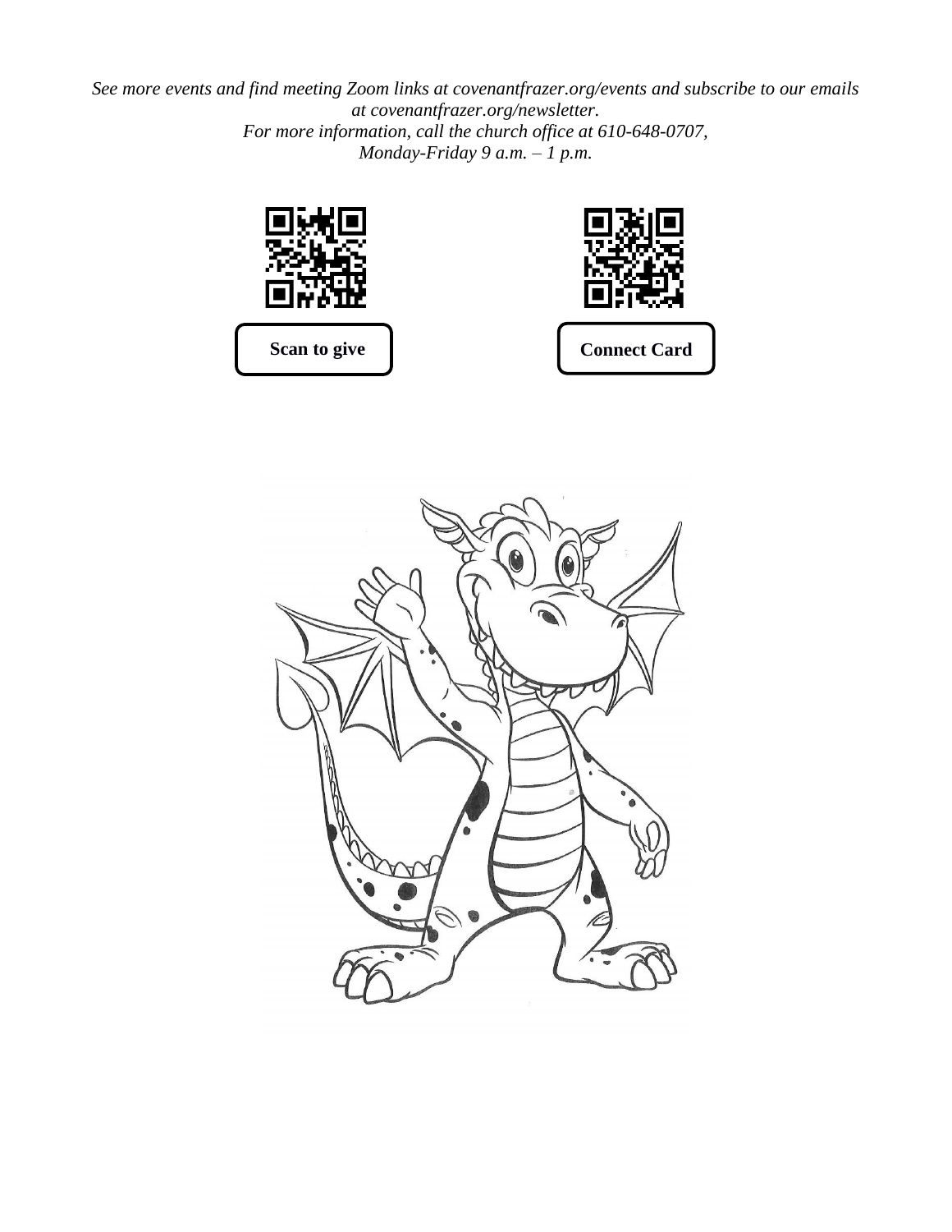*See more events and find meeting Zoom links at covenantfrazer.org/events and subscribe to our emails at covenantfrazer.org/newsletter.*
*For more information, call the church office at 610-648-0707, Monday-Friday 9 a.m. – 1 p.m.*

**Scan to give**

**Connect Card**